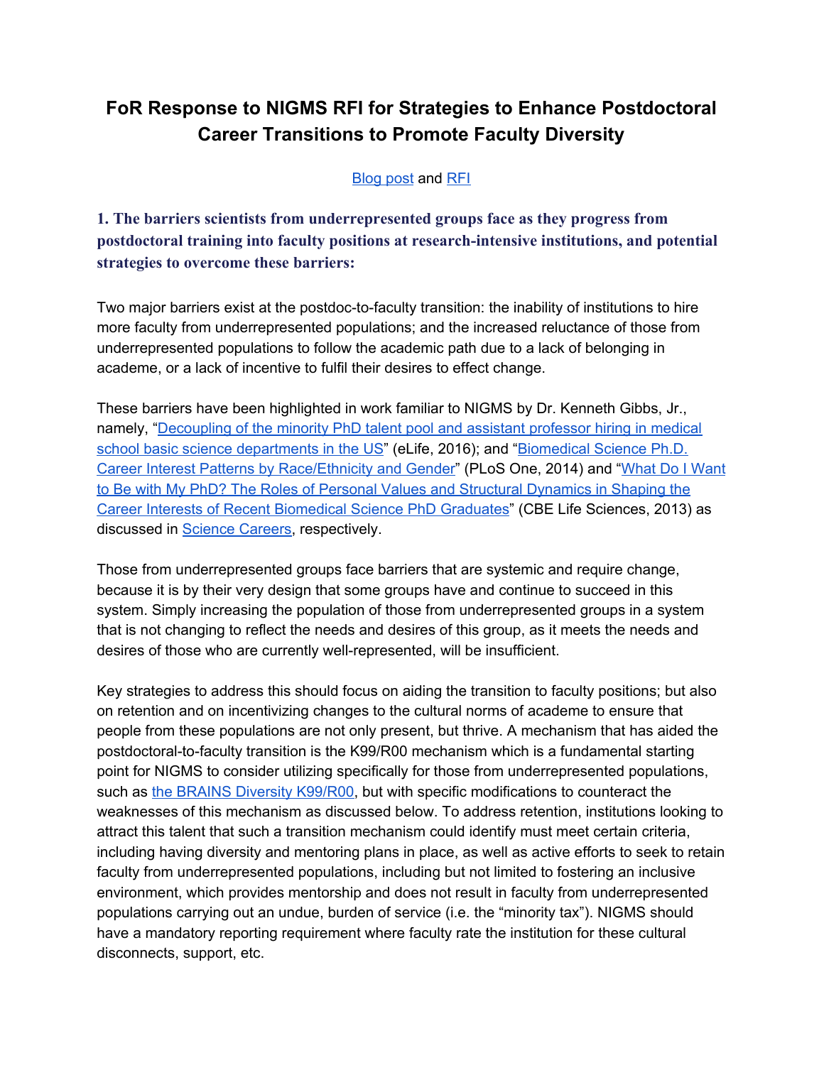# FoR Response to NIGMS RFI for Strategies to Enhance Postdoctoral Career Transitions to Promote Faculty Diversity

[Blog post](#) and [RFI](#)

### 1. The barriers scientists from underrepresented groups face as they progress from postdoctoral training into faculty positions at research-intensive institutions, and potential strategies to overcome these barriers:

Two major barriers exist at the postdoc-to-faculty transition: the inability of institutions to hire more faculty from underrepresented populations; and the increased reluctance of those from underrepresented populations to follow the academic path due to a lack of belonging in academe, or a lack of incentive to fulfil their desires to effect change.

These barriers have been highlighted in work familiar to NIGMS by Dr. Kenneth Gibbs, Jr., namely, "[Decoupling of the minority PhD talent pool and assistant professor hiring in medical school basic science departments in the US](#)" (eLife, 2016); and "[Biomedical Science Ph.D. Career Interest Patterns by Race/Ethnicity and Gender](#)" (PLoS One, 2014) and "[What Do I Want to Be with My PhD? The Roles of Personal Values and Structural Dynamics in Shaping the Career Interests of Recent Biomedical Science PhD Graduates](#)" (CBE Life Sciences, 2013) as discussed in [Science Careers](#), respectively.

Those from underrepresented groups face barriers that are systemic and require change, because it is by their very design that some groups have and continue to succeed in this system. Simply increasing the population of those from underrepresented groups in a system that is not changing to reflect the needs and desires of this group, as it meets the needs and desires of those who are currently well-represented, will be insufficient.

Key strategies to address this should focus on aiding the transition to faculty positions; but also on retention and on incentivizing changes to the cultural norms of academe to ensure that people from these populations are not only present, but thrive. A mechanism that has aided the postdoctoral-to-faculty transition is the K99/R00 mechanism which is a fundamental starting point for NIGMS to consider utilizing specifically for those from underrepresented populations, such as [the BRAINS Diversity K99/R00](#), but with specific modifications to counteract the weaknesses of this mechanism as discussed below. To address retention, institutions looking to attract this talent that such a transition mechanism could identify must meet certain criteria, including having diversity and mentoring plans in place, as well as active efforts to seek to retain faculty from underrepresented populations, including but not limited to fostering an inclusive environment, which provides mentorship and does not result in faculty from underrepresented populations carrying out an undue, burden of service (i.e. the "minority tax"). NIGMS should have a mandatory reporting requirement where faculty rate the institution for these cultural disconnects, support, etc.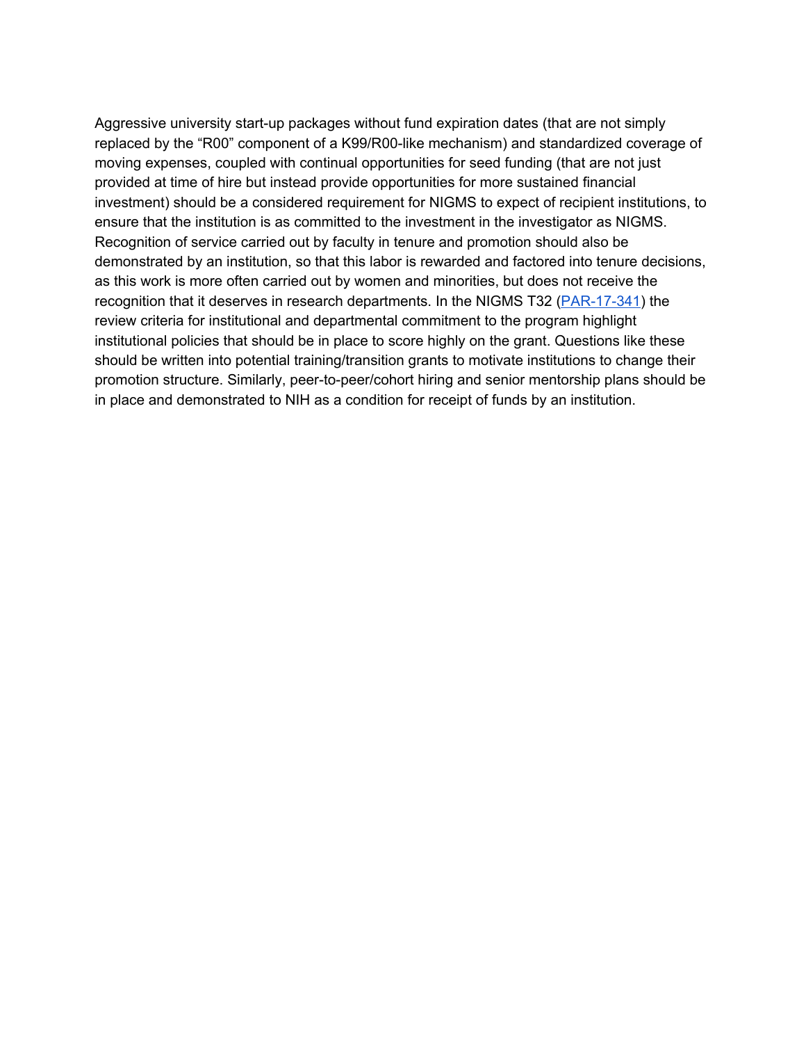Aggressive university start-up packages without fund expiration dates (that are not simply replaced by the "R00" component of a K99/R00-like mechanism) and standardized coverage of moving expenses, coupled with continual opportunities for seed funding (that are not just provided at time of hire but instead provide opportunities for more sustained financial investment) should be a considered requirement for NIGMS to expect of recipient institutions, to ensure that the institution is as committed to the investment in the investigator as NIGMS. Recognition of service carried out by faculty in tenure and promotion should also be demonstrated by an institution, so that this labor is rewarded and factored into tenure decisions, as this work is more often carried out by women and minorities, but does not receive the recognition that it deserves in research departments. In the NIGMS T32 (PAR-17-341) the review criteria for institutional and departmental commitment to the program highlight institutional policies that should be in place to score highly on the grant. Questions like these should be written into potential training/transition grants to motivate institutions to change their promotion structure. Similarly, peer-to-peer/cohort hiring and senior mentorship plans should be in place and demonstrated to NIH as a condition for receipt of funds by an institution.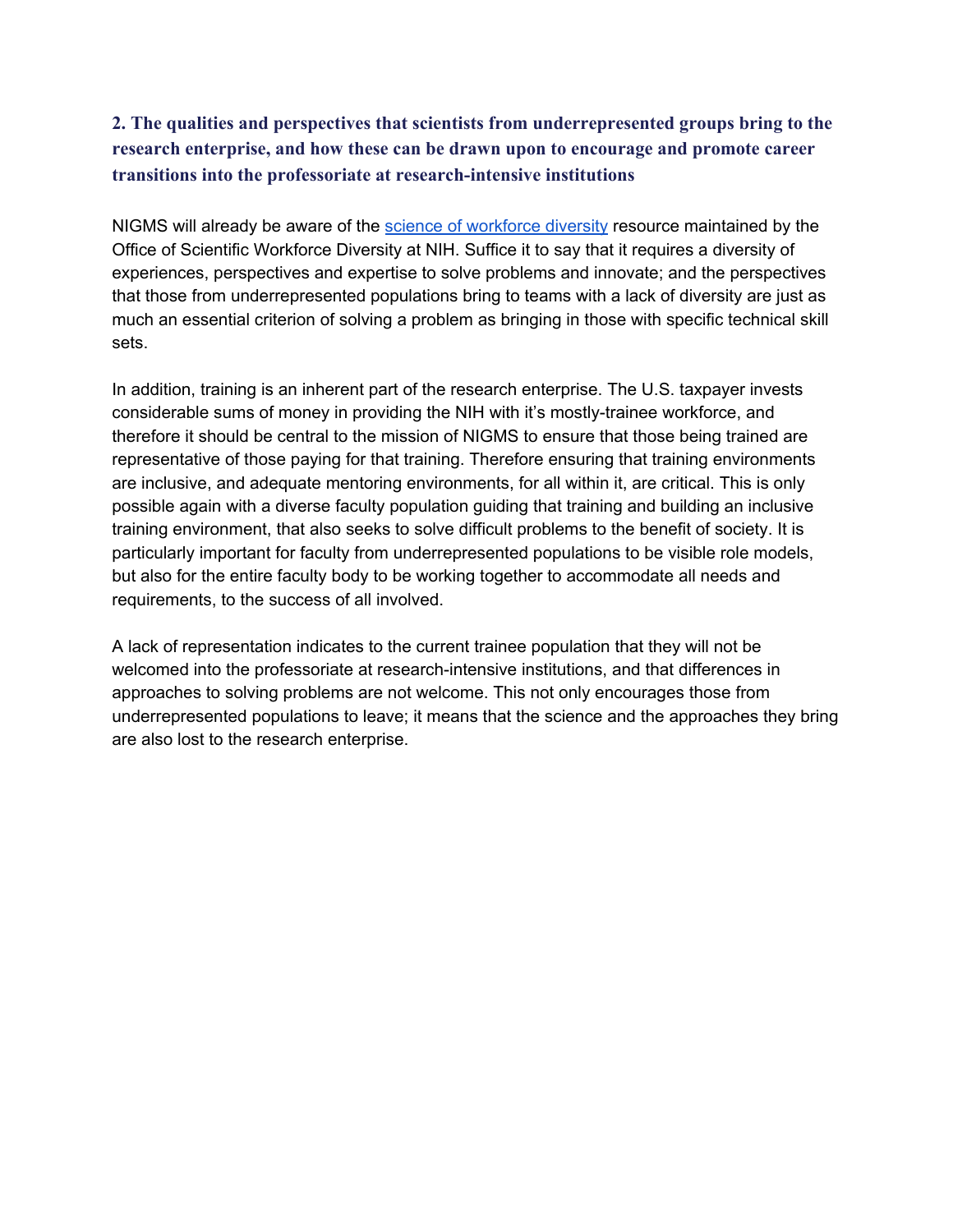### 2. The qualities and perspectives that scientists from underrepresented groups bring to the research enterprise, and how these can be drawn upon to encourage and promote career transitions into the professoriate at research-intensive institutions

NIGMS will already be aware of the science of workforce diversity resource maintained by the Office of Scientific Workforce Diversity at NIH. Suffice it to say that it requires a diversity of experiences, perspectives and expertise to solve problems and innovate; and the perspectives that those from underrepresented populations bring to teams with a lack of diversity are just as much an essential criterion of solving a problem as bringing in those with specific technical skill sets.

In addition, training is an inherent part of the research enterprise. The U.S. taxpayer invests considerable sums of money in providing the NIH with it's mostly-trainee workforce, and therefore it should be central to the mission of NIGMS to ensure that those being trained are representative of those paying for that training. Therefore ensuring that training environments are inclusive, and adequate mentoring environments, for all within it, are critical. This is only possible again with a diverse faculty population guiding that training and building an inclusive training environment, that also seeks to solve difficult problems to the benefit of society. It is particularly important for faculty from underrepresented populations to be visible role models, but also for the entire faculty body to be working together to accommodate all needs and requirements, to the success of all involved.

A lack of representation indicates to the current trainee population that they will not be welcomed into the professoriate at research-intensive institutions, and that differences in approaches to solving problems are not welcome. This not only encourages those from underrepresented populations to leave; it means that the science and the approaches they bring are also lost to the research enterprise.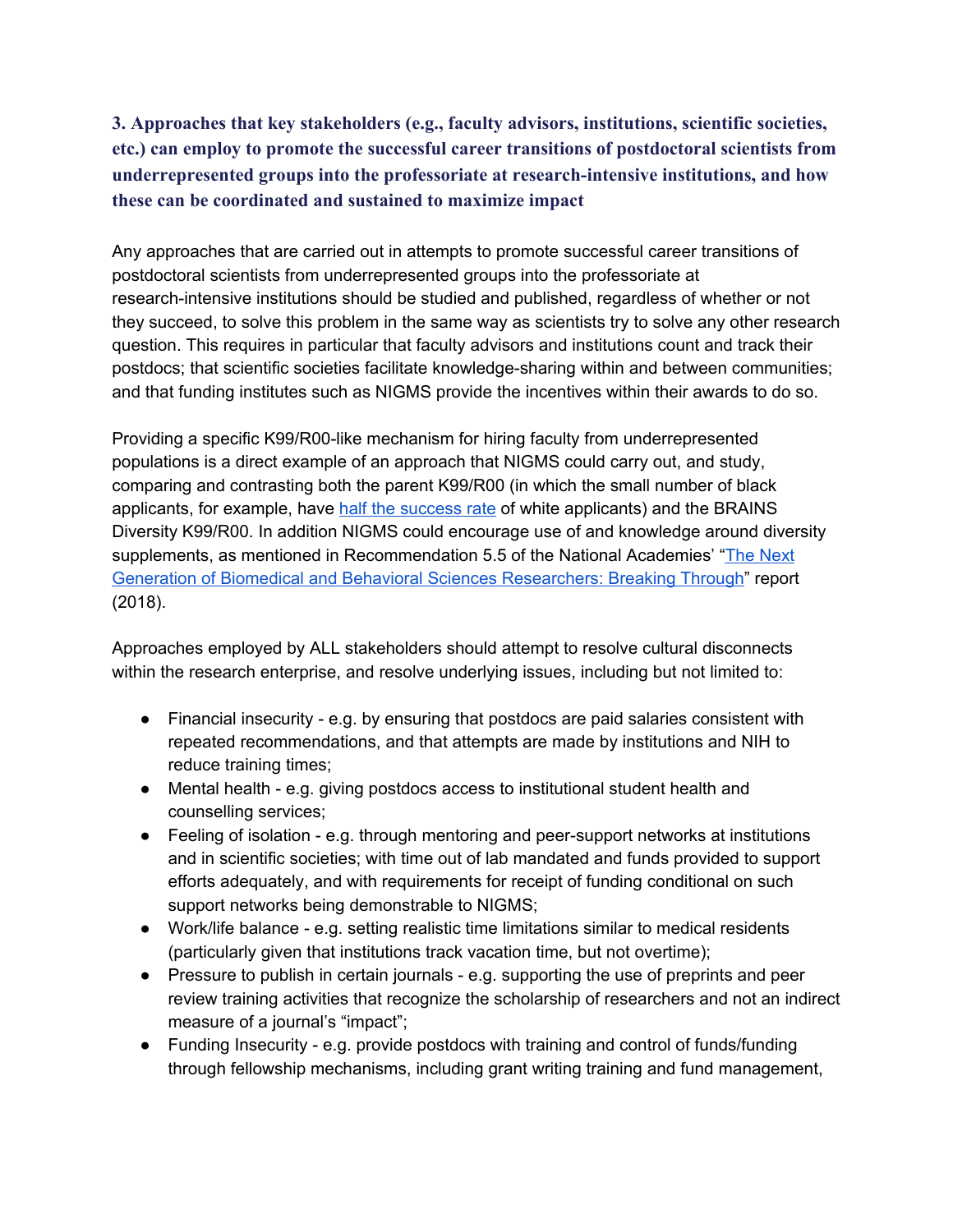### 3. Approaches that key stakeholders (e.g., faculty advisors, institutions, scientific societies, etc.) can employ to promote the successful career transitions of postdoctoral scientists from underrepresented groups into the professoriate at research-intensive institutions, and how these can be coordinated and sustained to maximize impact

Any approaches that are carried out in attempts to promote successful career transitions of postdoctoral scientists from underrepresented groups into the professoriate at research-intensive institutions should be studied and published, regardless of whether or not they succeed, to solve this problem in the same way as scientists try to solve any other research question. This requires in particular that faculty advisors and institutions count and track their postdocs; that scientific societies facilitate knowledge-sharing within and between communities; and that funding institutes such as NIGMS provide the incentives within their awards to do so.

Providing a specific K99/R00-like mechanism for hiring faculty from underrepresented populations is a direct example of an approach that NIGMS could carry out, and study, comparing and contrasting both the parent K99/R00 (in which the small number of black applicants, for example, have half the success rate of white applicants) and the BRAINS Diversity K99/R00. In addition NIGMS could encourage use of and knowledge around diversity supplements, as mentioned in Recommendation 5.5 of the National Academies' "The Next Generation of Biomedical and Behavioral Sciences Researchers: Breaking Through" report (2018).

Approaches employed by ALL stakeholders should attempt to resolve cultural disconnects within the research enterprise, and resolve underlying issues, including but not limited to:

- Financial insecurity - e.g. by ensuring that postdocs are paid salaries consistent with repeated recommendations, and that attempts are made by institutions and NIH to reduce training times;
- Mental health - e.g. giving postdocs access to institutional student health and counselling services;
- Feeling of isolation - e.g. through mentoring and peer-support networks at institutions and in scientific societies; with time out of lab mandated and funds provided to support efforts adequately, and with requirements for receipt of funding conditional on such support networks being demonstrable to NIGMS;
- Work/life balance - e.g. setting realistic time limitations similar to medical residents (particularly given that institutions track vacation time, but not overtime);
- Pressure to publish in certain journals - e.g. supporting the use of preprints and peer review training activities that recognize the scholarship of researchers and not an indirect measure of a journal's "impact";
- Funding Insecurity - e.g. provide postdocs with training and control of funds/funding through fellowship mechanisms, including grant writing training and fund management,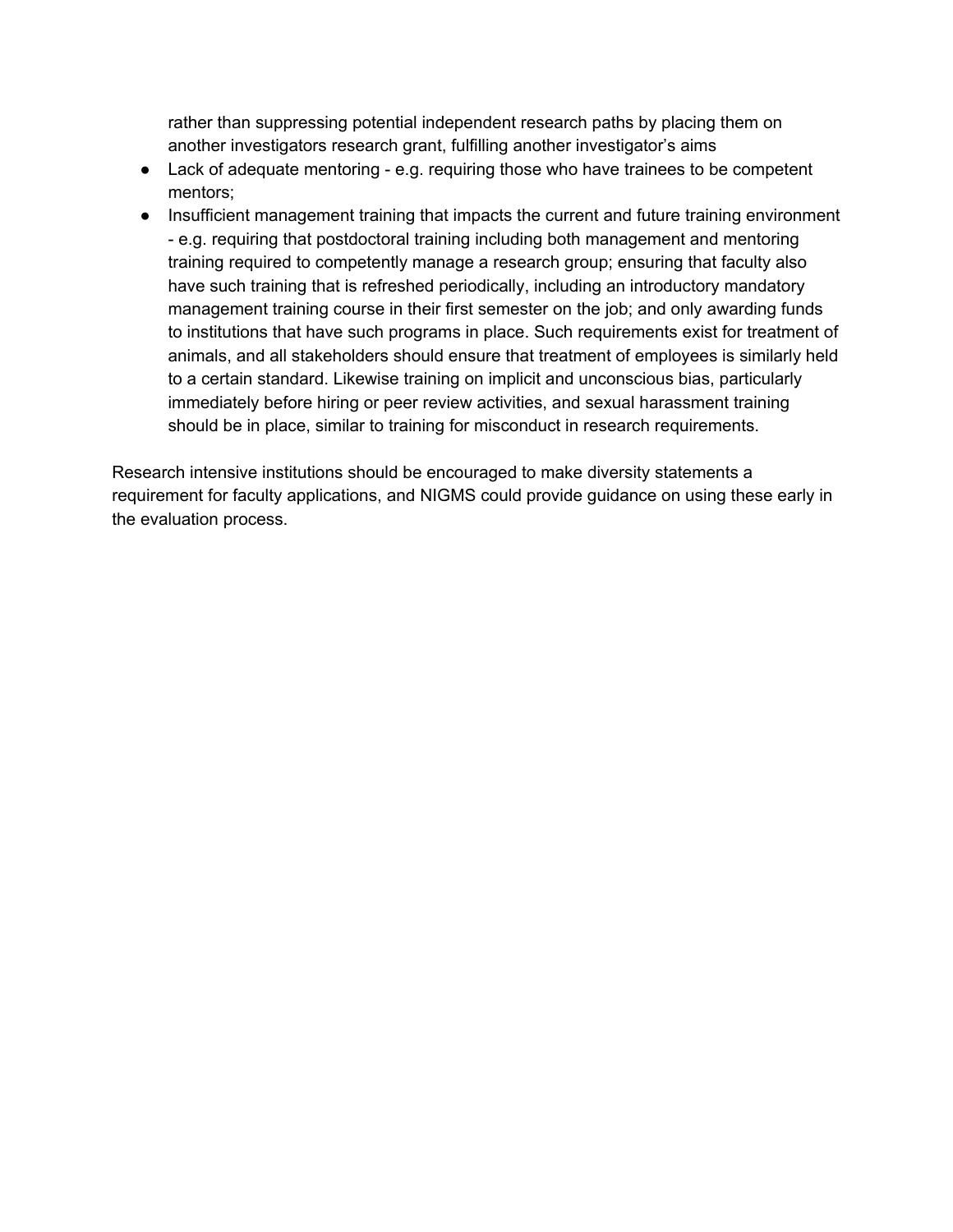rather than suppressing potential independent research paths by placing them on another investigators research grant, fulfilling another investigator's aims

- Lack of adequate mentoring - e.g. requiring those who have trainees to be competent mentors;
- Insufficient management training that impacts the current and future training environment - e.g. requiring that postdoctoral training including both management and mentoring training required to competently manage a research group; ensuring that faculty also have such training that is refreshed periodically, including an introductory mandatory management training course in their first semester on the job; and only awarding funds to institutions that have such programs in place. Such requirements exist for treatment of animals, and all stakeholders should ensure that treatment of employees is similarly held to a certain standard. Likewise training on implicit and unconscious bias, particularly immediately before hiring or peer review activities, and sexual harassment training should be in place, similar to training for misconduct in research requirements.

Research intensive institutions should be encouraged to make diversity statements a requirement for faculty applications, and NIGMS could provide guidance on using these early in the evaluation process.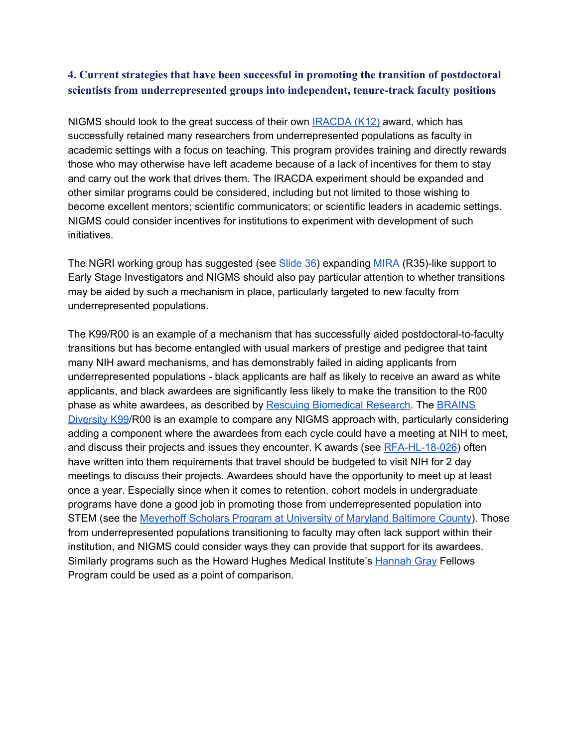### 4. Current strategies that have been successful in promoting the transition of postdoctoral scientists from underrepresented groups into independent, tenure-track faculty positions

NIGMS should look to the great success of their own IRACDA (K12) award, which has successfully retained many researchers from underrepresented populations as faculty in academic settings with a focus on teaching. This program provides training and directly rewards those who may otherwise have left academe because of a lack of incentives for them to stay and carry out the work that drives them. The IRACDA experiment should be expanded and other similar programs could be considered, including but not limited to those wishing to become excellent mentors; scientific communicators; or scientific leaders in academic settings. NIGMS could consider incentives for institutions to experiment with development of such initiatives.

The NGRI working group has suggested (see Slide 36) expanding MIRA (R35)-like support to Early Stage Investigators and NIGMS should also pay particular attention to whether transitions may be aided by such a mechanism in place, particularly targeted to new faculty from underrepresented populations.

The K99/R00 is an example of a mechanism that has successfully aided postdoctoral-to-faculty transitions but has become entangled with usual markers of prestige and pedigree that taint many NIH award mechanisms, and has demonstrably failed in aiding applicants from underrepresented populations - black applicants are half as likely to receive an award as white applicants, and black awardees are significantly less likely to make the transition to the R00 phase as white awardees, as described by Rescuing Biomedical Research. The BRAINS Diversity K99/R00 is an example to compare any NIGMS approach with, particularly considering adding a component where the awardees from each cycle could have a meeting at NIH to meet, and discuss their projects and issues they encounter. K awards (see RFA-HL-18-026) often have written into them requirements that travel should be budgeted to visit NIH for 2 day meetings to discuss their projects. Awardees should have the opportunity to meet up at least once a year. Especially since when it comes to retention, cohort models in undergraduate programs have done a good job in promoting those from underrepresented population into STEM (see the Meyerhoff Scholars Program at University of Maryland Baltimore County). Those from underrepresented populations transitioning to faculty may often lack support within their institution, and NIGMS could consider ways they can provide that support for its awardees. Similarly programs such as the Howard Hughes Medical Institute's Hannah Gray Fellows Program could be used as a point of comparison.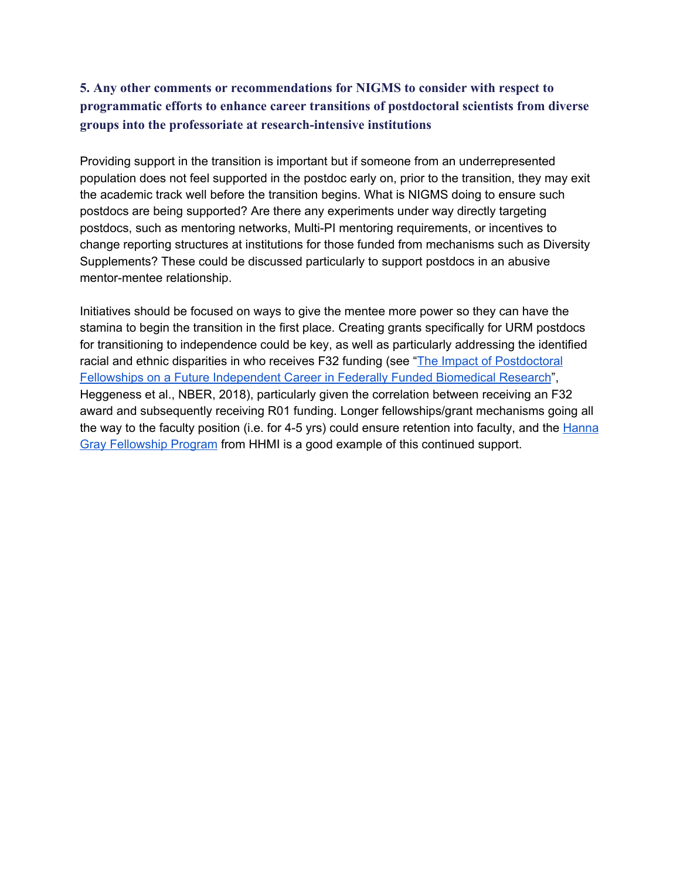### 5. Any other comments or recommendations for NIGMS to consider with respect to programmatic efforts to enhance career transitions of postdoctoral scientists from diverse groups into the professoriate at research-intensive institutions

Providing support in the transition is important but if someone from an underrepresented population does not feel supported in the postdoc early on, prior to the transition, they may exit the academic track well before the transition begins. What is NIGMS doing to ensure such postdocs are being supported? Are there any experiments under way directly targeting postdocs, such as mentoring networks, Multi-PI mentoring requirements, or incentives to change reporting structures at institutions for those funded from mechanisms such as Diversity Supplements? These could be discussed particularly to support postdocs in an abusive mentor-mentee relationship.

Initiatives should be focused on ways to give the mentee more power so they can have the stamina to begin the transition in the first place. Creating grants specifically for URM postdocs for transitioning to independence could be key, as well as particularly addressing the identified racial and ethnic disparities in who receives F32 funding (see "The Impact of Postdoctoral Fellowships on a Future Independent Career in Federally Funded Biomedical Research", Heggeness et al., NBER, 2018), particularly given the correlation between receiving an F32 award and subsequently receiving R01 funding. Longer fellowships/grant mechanisms going all the way to the faculty position (i.e. for 4-5 yrs) could ensure retention into faculty, and the Hanna Gray Fellowship Program from HHMI is a good example of this continued support.